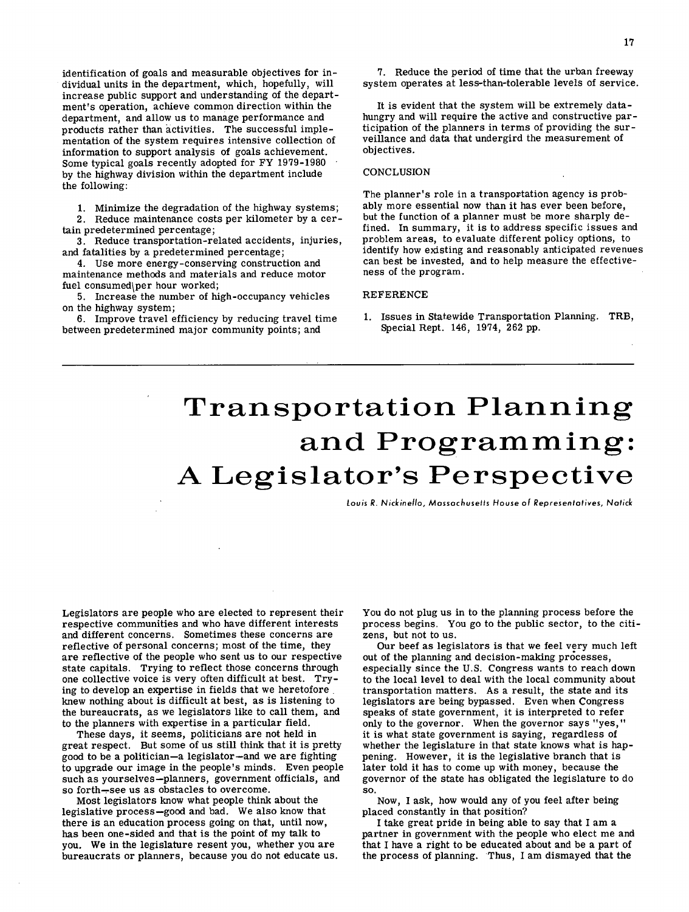identification of goals and measurable objectives for individual units in the department, which, hopefully, will increase public support and understanding of the department's operation, achieve common direction within the department, and allow us to manage performance and products rather than activities. The successful implementation of the system requires intensive collection of information to support analysis of goals achievement. Some typical goals recently adopted for FY 1979-1980 by the highway division within the department include the following:

1. Minimize the degradation of the highway systems;
2. Reduce maintenance costs per kilometer by a certain predetermined percentage;
3. Reduce transportation-related accidents, injuries, and fatalities by a predetermined percentage;
4. Use more energy-conserving construction and maintenance methods and materials and reduce motor fuel consumed\per hour worked;
5. Increase the number of high-occupancy vehicles on the highway system;
6. Improve travel efficiency by reducing travel time between predetermined major community points; and
7. Reduce the period of time that the urban freeway system operates at less-than-tolerable levels of service.

It is evident that the system will be extremely data-hungry and will require the active and constructive participation of the planners in terms of providing the surveillance and data that undergird the measurement of objectives.

## CONCLUSION

The planner's role in a transportation agency is probably more essential now than it has ever been before, but the function of a planner must be more sharply defined. In summary, it is to address specific issues and problem areas, to evaluate different policy options, to identify how existing and reasonably anticipated revenues can best be invested, and to help measure the effectiveness of the program.

## REFERENCE

1. Issues in Statewide Transportation Planning. TRB, Special Rept. 146, 1974, 262 pp.

---

# Transportation Planning and Programming: A Legislator's Perspective

*Louis R. Nickinello, Massachusetts House of Representatives, Natick*

Legislators are people who are elected to represent their respective communities and who have different interests and different concerns. Sometimes these concerns are reflective of personal concerns; most of the time, they are reflective of the people who sent us to our respective state capitals. Trying to reflect those concerns through one collective voice is very often difficult at best. Trying to develop an expertise in fields that we heretofore knew nothing about is difficult at best, as is listening to the bureaucrats, as we legislators like to call them, and to the planners with expertise in a particular field.

These days, it seems, politicians are not held in great respect. But some of us still think that it is pretty good to be a politician—a legislator—and we are fighting to upgrade our image in the people's minds. Even people such as yourselves—planners, government officials, and so forth—see us as obstacles to overcome.

Most legislators know what people think about the legislative process—good and bad. We also know that there is an education process going on that, until now, has been one-sided and that is the point of my talk to you. We in the legislature resent you, whether you are bureaucrats or planners, because you do not educate us. You do not plug us in to the planning process before the process begins. You go to the public sector, to the citizens, but not to us.

Our beef as legislators is that we feel very much left out of the planning and decision-making processes, especially since the U.S. Congress wants to reach down to the local level to deal with the local community about transportation matters. As a result, the state and its legislators are being bypassed. Even when Congress speaks of state government, it is interpreted to refer only to the governor. When the governor says "yes," it is what state government is saying, regardless of whether the legislature in that state knows what is happening. However, it is the legislative branch that is later told it has to come up with money, because the governor of the state has obligated the legislature to do so.

Now, I ask, how would any of you feel after being placed constantly in that position?

I take great pride in being able to say that I am a partner in government with the people who elect me and that I have a right to be educated about and be a part of the process of planning. Thus, I am dismayed that the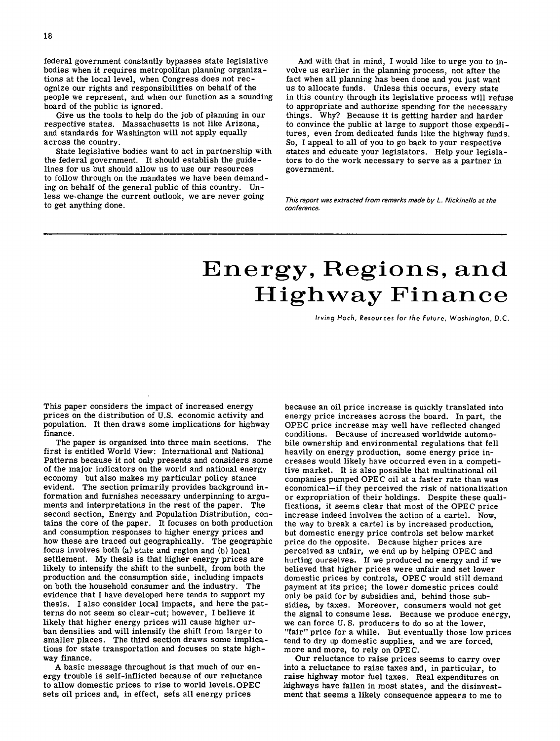federal government constantly bypasses state legislative bodies when it requires metropolitan planning organizations at the local level, when Congress does not recognize our rights and responsibilities on behalf of the people we represent, and when our function as a sounding board of the public is ignored.

Give us the tools to help do the job of planning in our respective states. Massachusetts is not like Arizona, and standards for Washington will not apply equally across the country.

State legislative bodies want to act in partnership with the federal government. It should establish the guidelines for us but should allow us to use our resources to follow through on the mandates we have been demanding on behalf of the general public of this country. Unless we change the current outlook, we are never going to get anything done.

And with that in mind, I would like to urge you to involve us earlier in the planning process, not after the fact when all planning has been done and you just want us to allocate funds. Unless this occurs, every state in this country through its legislative process will refuse to appropriate and authorize spending for the necessary things. Why? Because it is getting harder and harder to convince the public at large to support those expenditures, even from dedicated funds like the highway funds. So, I appeal to all of you to go back to your respective states and educate your legislators. Help your legislators to do the work necessary to serve as a partner in government.

*This report was extracted from remarks made by L. Nickinello at the conference.*

# Energy, Regions, and Highway Finance

*Irving Hoch, Resources for the Future, Washington, D.C.*

This paper considers the impact of increased energy prices on the distribution of U.S. economic activity and population. It then draws some implications for highway finance.

The paper is organized into three main sections. The first is entitled World View: International and National Patterns because it not only presents and considers some of the major indicators on the world and national energy economy but also makes my particular policy stance evident. The section primarily provides background information and furnishes necessary underpinning to arguments and interpretations in the rest of the paper. The second section, Energy and Population Distribution, contains the core of the paper. It focuses on both production and consumption responses to higher energy prices and how these are traced out geographically. The geographic focus involves both (a) state and region and (b) local settlement. My thesis is that higher energy prices are likely to intensify the shift to the sunbelt, from both the production and the consumption side, including impacts on both the household consumer and the industry. The evidence that I have developed here tends to support my thesis. I also consider local impacts, and here the patterns do not seem so clear-cut; however, I believe it likely that higher energy prices will cause higher urban densities and will intensify the shift from larger to smaller places. The third section draws some implications for state transportation and focuses on state highway finance.

A basic message throughout is that much of our energy trouble is self-inflicted because of our reluctance to allow domestic prices to rise to world levels. OPEC sets oil prices and, in effect, sets all energy prices because an oil price increase is quickly translated into energy price increases across the board. In part, the OPEC price increase may well have reflected changed conditions. Because of increased worldwide automobile ownership and environmental regulations that fell heavily on energy production, some energy price increases would likely have occurred even in a competitive market. It is also possible that multinational oil companies pumped OPEC oil at a faster rate than was economical—if they perceived the risk of nationalization or expropriation of their holdings. Despite these qualifications, it seems clear that most of the OPEC price increase indeed involves the action of a cartel. Now, the way to break a cartel is by increased production, but domestic energy price controls set below market price do the opposite. Because higher prices are perceived as unfair, we end up by helping OPEC and hurting ourselves. If we produced no energy and if we believed that higher prices were unfair and set lower domestic prices by controls, OPEC would still demand payment at its price; the lower domestic prices could only be paid for by subsidies and, behind those subsidies, by taxes. Moreover, consumers would not get the signal to consume less. Because we produce energy, we can force U.S. producers to do so at the lower, "fair" price for a while. But eventually those low prices tend to dry up domestic supplies, and we are forced, more and more, to rely on OPEC.

Our reluctance to raise prices seems to carry over into a reluctance to raise taxes and, in particular, to raise highway motor fuel taxes. Real expenditures on highways have fallen in most states, and the disinvestment that seems a likely consequence appears to me to